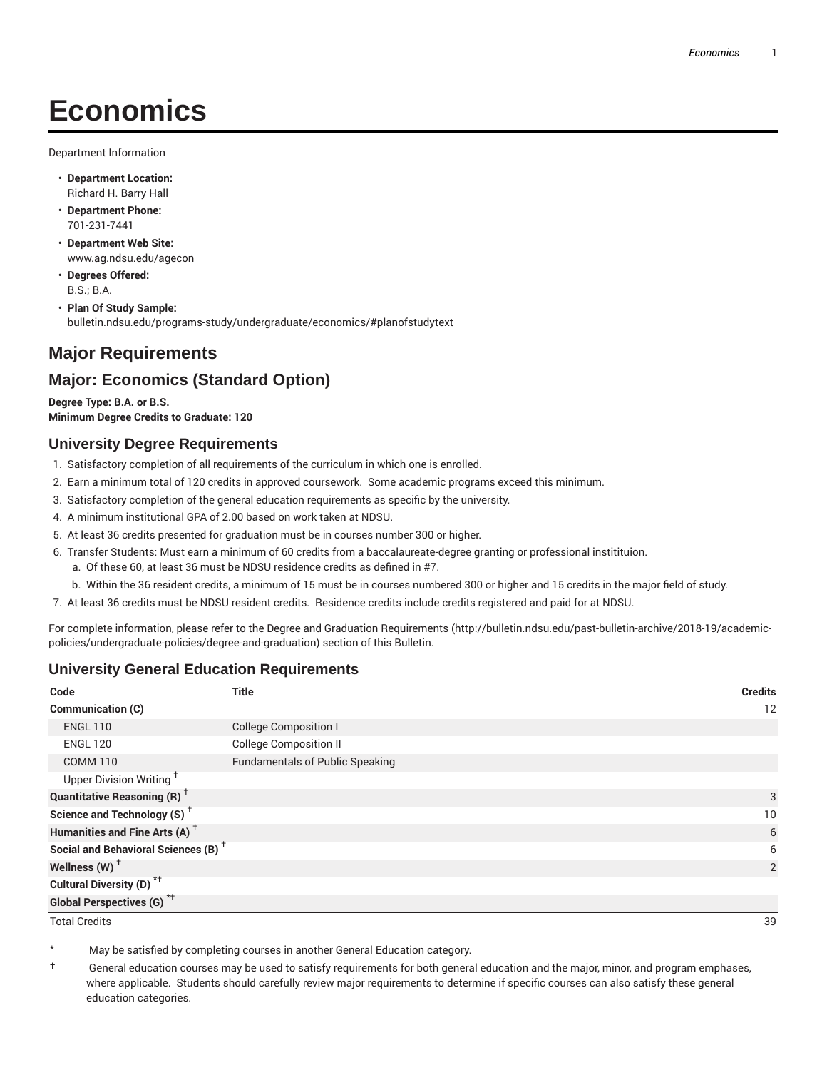# Economics

Department Information

- **Department Location:**
  Richard H. Barry Hall
- **Department Phone:**
  701-231-7441
- **Department Web Site:**
  www.ag.ndsu.edu/agecon
- **Degrees Offered:**
  B.S.; B.A.
- **Plan Of Study Sample:**
  bulletin.ndsu.edu/programs-study/undergraduate/economics/#planofstudytext

## Major Requirements

## Major: Economics (Standard Option)

**Degree Type: B.A. or B.S.**
**Minimum Degree Credits to Graduate: 120**

### University Degree Requirements

1. Satisfactory completion of all requirements of the curriculum in which one is enrolled.
2. Earn a minimum total of 120 credits in approved coursework. Some academic programs exceed this minimum.
3. Satisfactory completion of the general education requirements as specific by the university.
4. A minimum institutional GPA of 2.00 based on work taken at NDSU.
5. At least 36 credits presented for graduation must be in courses number 300 or higher.
6. Transfer Students: Must earn a minimum of 60 credits from a baccalaureate-degree granting or professional institituion.
   a. Of these 60, at least 36 must be NDSU residence credits as defined in #7.
   b. Within the 36 resident credits, a minimum of 15 must be in courses numbered 300 or higher and 15 credits in the major field of study.
7. At least 36 credits must be NDSU resident credits. Residence credits include credits registered and paid for at NDSU.

For complete information, please refer to the Degree and Graduation Requirements (http://bulletin.ndsu.edu/past-bulletin-archive/2018-19/academic-policies/undergraduate-policies/degree-and-graduation) section of this Bulletin.

### University General Education Requirements

| Code | Title | Credits |
|---|---|---|
| **Communication (C)** | | 12 |
| ENGL 110 | College Composition I | |
| ENGL 120 | College Composition II | |
| COMM 110 | Fundamentals of Public Speaking | |
| Upper Division Writing † | | |
| **Quantitative Reasoning (R)** † | | 3 |
| **Science and Technology (S)** † | | 10 |
| **Humanities and Fine Arts (A)** † | | 6 |
| **Social and Behavioral Sciences (B)** † | | 6 |
| **Wellness (W)** † | | 2 |
| **Cultural Diversity (D)** *† | | |
| **Global Perspectives (G)** *† | | |
| Total Credits | | 39 |

\* May be satisfied by completing courses in another General Education category.

† General education courses may be used to satisfy requirements for both general education and the major, minor, and program emphases, where applicable. Students should carefully review major requirements to determine if specific courses can also satisfy these general education categories.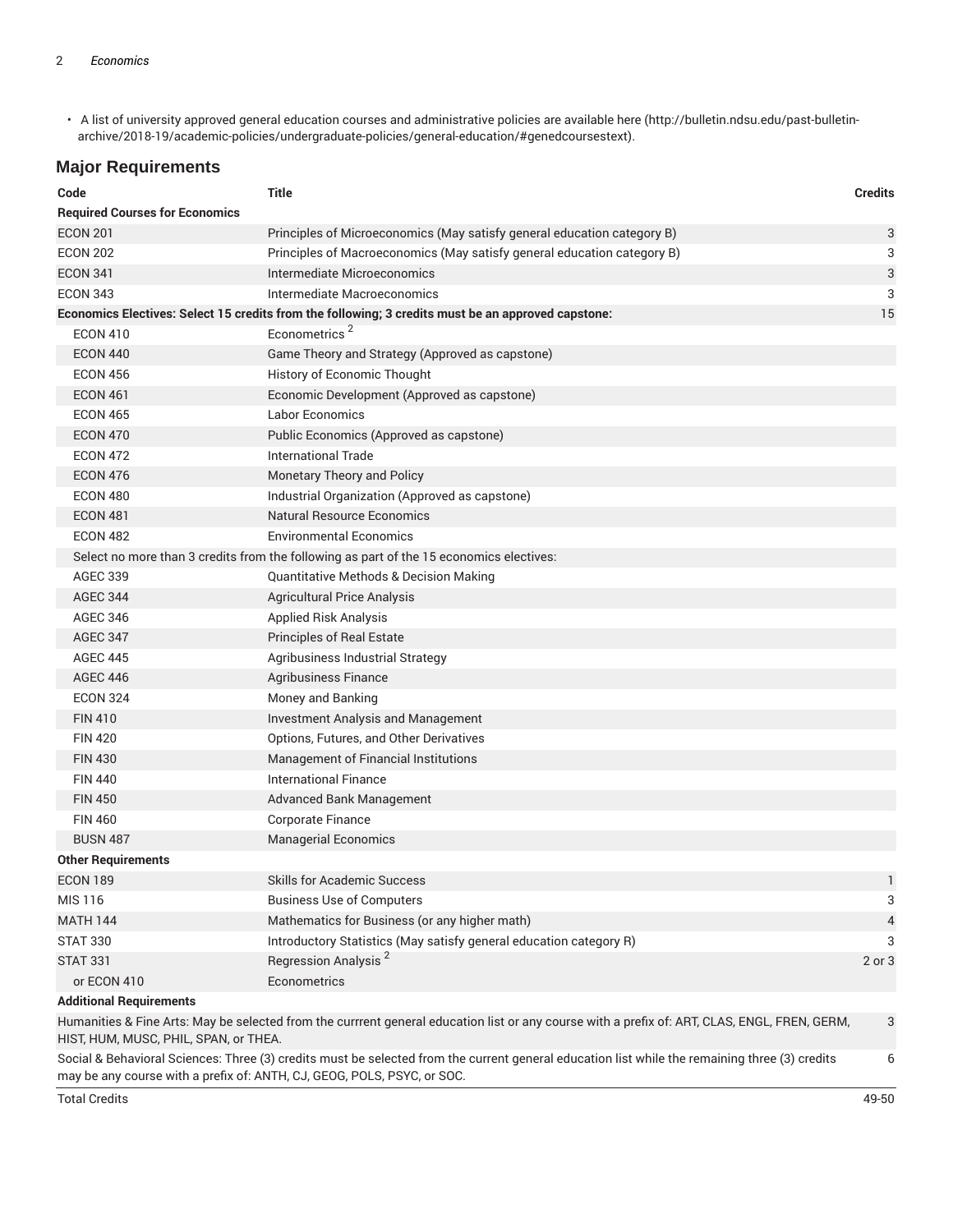- A list of university approved general education courses and administrative policies are available here (http://bulletin.ndsu.edu/past-bulletin-archive/2018-19/academic-policies/undergraduate-policies/general-education/#genedcoursestext).

## Major Requirements

| Code | Title | Credits |
|---|---|---|
| **Required Courses for Economics** | | |
| ECON 201 | Principles of Microeconomics (May satisfy general education category B) | 3 |
| ECON 202 | Principles of Macroeconomics (May satisfy general education category B) | 3 |
| ECON 341 | Intermediate Microeconomics | 3 |
| ECON 343 | Intermediate Macroeconomics | 3 |
| **Economics Electives: Select 15 credits from the following; 3 credits must be an approved capstone:** | | 15 |
| ECON 410 | Econometrics [2] | |
| ECON 440 | Game Theory and Strategy (Approved as capstone) | |
| ECON 456 | History of Economic Thought | |
| ECON 461 | Economic Development (Approved as capstone) | |
| ECON 465 | Labor Economics | |
| ECON 470 | Public Economics (Approved as capstone) | |
| ECON 472 | International Trade | |
| ECON 476 | Monetary Theory and Policy | |
| ECON 480 | Industrial Organization (Approved as capstone) | |
| ECON 481 | Natural Resource Economics | |
| ECON 482 | Environmental Economics | |
| | Select no more than 3 credits from the following as part of the 15 economics electives: | |
| AGEC 339 | Quantitative Methods & Decision Making | |
| AGEC 344 | Agricultural Price Analysis | |
| AGEC 346 | Applied Risk Analysis | |
| AGEC 347 | Principles of Real Estate | |
| AGEC 445 | Agribusiness Industrial Strategy | |
| AGEC 446 | Agribusiness Finance | |
| ECON 324 | Money and Banking | |
| FIN 410 | Investment Analysis and Management | |
| FIN 420 | Options, Futures, and Other Derivatives | |
| FIN 430 | Management of Financial Institutions | |
| FIN 440 | International Finance | |
| FIN 450 | Advanced Bank Management | |
| FIN 460 | Corporate Finance | |
| BUSN 487 | Managerial Economics | |
| **Other Requirements** | | |
| ECON 189 | Skills for Academic Success | 1 |
| MIS 116 | Business Use of Computers | 3 |
| MATH 144 | Mathematics for Business (or any higher math) | 4 |
| STAT 330 | Introductory Statistics (May satisfy general education category R) | 3 |
| STAT 331 | Regression Analysis [2] | 2 or 3 |
| or ECON 410 | Econometrics | |
| **Additional Requirements** | | |
| Humanities & Fine Arts: May be selected from the currrent general education list or any course with a prefix of: ART, CLAS, ENGL, FREN, GERM, HIST, HUM, MUSC, PHIL, SPAN, or THEA. | | 3 |
| Social & Behavioral Sciences: Three (3) credits must be selected from the current general education list while the remaining three (3) credits may be any course with a prefix of: ANTH, CJ, GEOG, POLS, PSYC, or SOC. | | 6 |
| Total Credits | | 49-50 |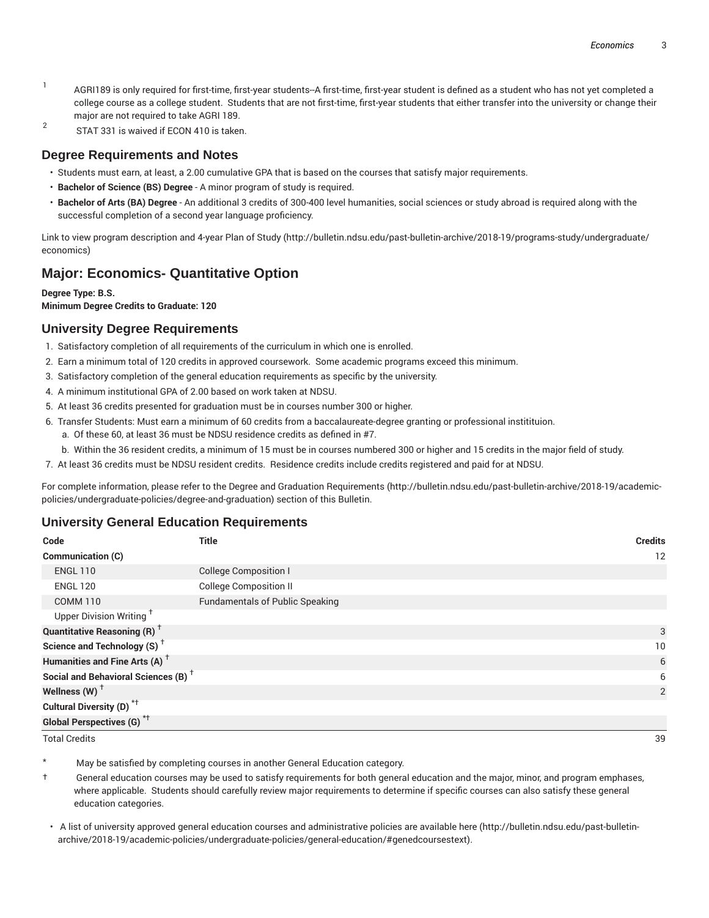1 AGRI189 is only required for first-time, first-year students--A first-time, first-year student is defined as a student who has not yet completed a college course as a college student. Students that are not first-time, first-year students that either transfer into the university or change their major are not required to take AGRI 189.

2 STAT 331 is waived if ECON 410 is taken.

### Degree Requirements and Notes

- Students must earn, at least, a 2.00 cumulative GPA that is based on the courses that satisfy major requirements.
- **Bachelor of Science (BS) Degree** - A minor program of study is required.
- **Bachelor of Arts (BA) Degree** - An additional 3 credits of 300-400 level humanities, social sciences or study abroad is required along with the successful completion of a second year language proficiency.

Link to view program description and 4-year Plan of Study (http://bulletin.ndsu.edu/past-bulletin-archive/2018-19/programs-study/undergraduate/economics)

## Major: Economics- Quantitative Option

**Degree Type: B.S.**
**Minimum Degree Credits to Graduate: 120**

### University Degree Requirements

1. Satisfactory completion of all requirements of the curriculum in which one is enrolled.
2. Earn a minimum total of 120 credits in approved coursework. Some academic programs exceed this minimum.
3. Satisfactory completion of the general education requirements as specific by the university.
4. A minimum institutional GPA of 2.00 based on work taken at NDSU.
5. At least 36 credits presented for graduation must be in courses number 300 or higher.
6. Transfer Students: Must earn a minimum of 60 credits from a baccalaureate-degree granting or professional institituion.
   a. Of these 60, at least 36 must be NDSU residence credits as defined in #7.
   b. Within the 36 resident credits, a minimum of 15 must be in courses numbered 300 or higher and 15 credits in the major field of study.
7. At least 36 credits must be NDSU resident credits. Residence credits include credits registered and paid for at NDSU.

For complete information, please refer to the Degree and Graduation Requirements (http://bulletin.ndsu.edu/past-bulletin-archive/2018-19/academic-policies/undergraduate-policies/degree-and-graduation) section of this Bulletin.

### University General Education Requirements

| Code | Title | Credits |
|---|---|---|
| **Communication (C)** | | 12 |
| ENGL 110 | College Composition I | |
| ENGL 120 | College Composition II | |
| COMM 110 | Fundamentals of Public Speaking | |
| Upper Division Writing † | | |
| **Quantitative Reasoning (R) †** | | 3 |
| **Science and Technology (S) †** | | 10 |
| **Humanities and Fine Arts (A) †** | | 6 |
| **Social and Behavioral Sciences (B) †** | | 6 |
| **Wellness (W) †** | | 2 |
| **Cultural Diversity (D) *†** | | |
| **Global Perspectives (G) *†** | | |
| Total Credits | | 39 |

\* May be satisfied by completing courses in another General Education category.

† General education courses may be used to satisfy requirements for both general education and the major, minor, and program emphases, where applicable. Students should carefully review major requirements to determine if specific courses can also satisfy these general education categories.

- A list of university approved general education courses and administrative policies are available here (http://bulletin.ndsu.edu/past-bulletin-archive/2018-19/academic-policies/undergraduate-policies/general-education/#genedcoursestext).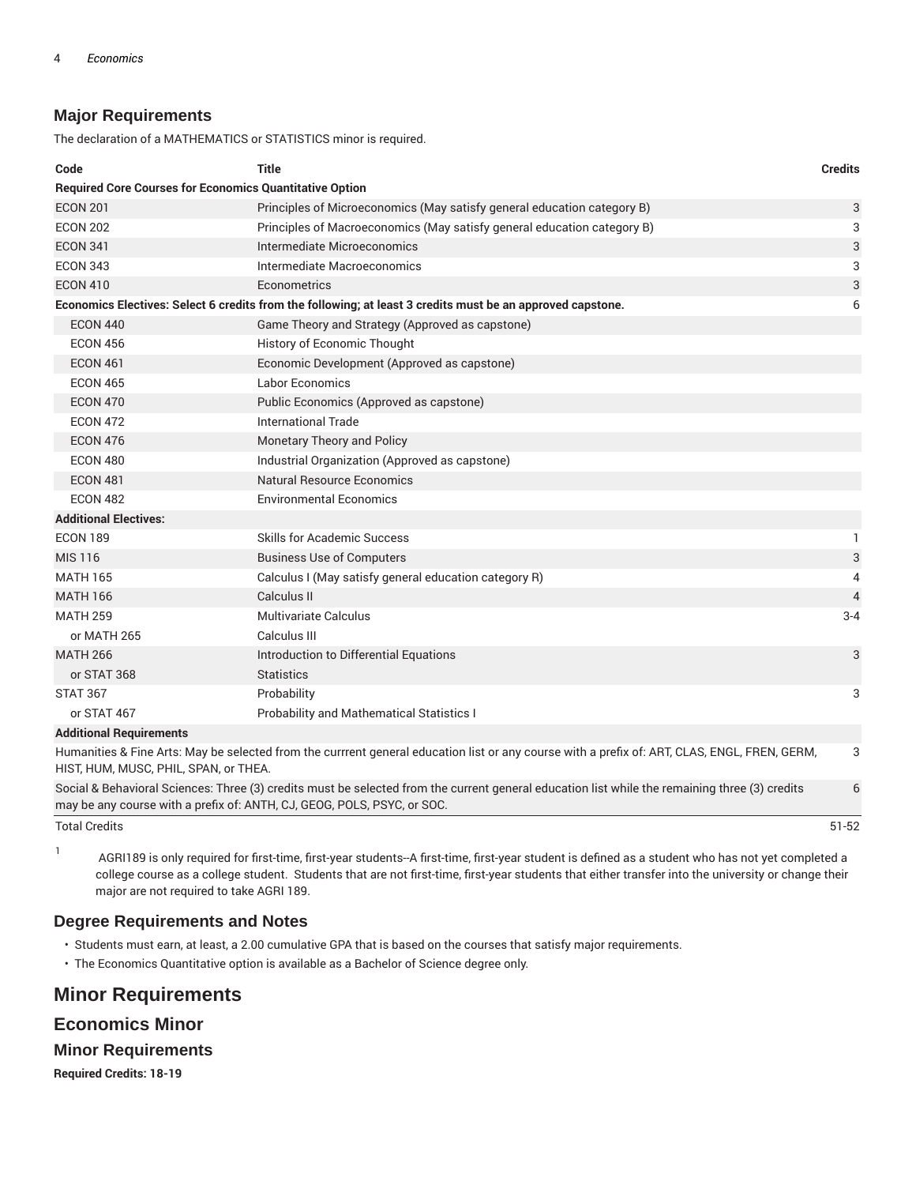## Major Requirements

The declaration of a MATHEMATICS or STATISTICS minor is required.

| Code | Title | Credits |
|---|---|---|
| **Required Core Courses for Economics Quantitative Option** | | |
| ECON 201 | Principles of Microeconomics (May satisfy general education category B) | 3 |
| ECON 202 | Principles of Macroeconomics (May satisfy general education category B) | 3 |
| ECON 341 | Intermediate Microeconomics | 3 |
| ECON 343 | Intermediate Macroeconomics | 3 |
| ECON 410 | Econometrics | 3 |
| **Economics Electives: Select 6 credits from the following; at least 3 credits must be an approved capstone.** | | 6 |
| ECON 440 | Game Theory and Strategy (Approved as capstone) | |
| ECON 456 | History of Economic Thought | |
| ECON 461 | Economic Development (Approved as capstone) | |
| ECON 465 | Labor Economics | |
| ECON 470 | Public Economics (Approved as capstone) | |
| ECON 472 | International Trade | |
| ECON 476 | Monetary Theory and Policy | |
| ECON 480 | Industrial Organization (Approved as capstone) | |
| ECON 481 | Natural Resource Economics | |
| ECON 482 | Environmental Economics | |
| **Additional Electives:** | | |
| ECON 189 | Skills for Academic Success | 1 |
| MIS 116 | Business Use of Computers | 3 |
| MATH 165 | Calculus I (May satisfy general education category R) | 4 |
| MATH 166 | Calculus II | 4 |
| MATH 259 | Multivariate Calculus | 3-4 |
| or MATH 265 | Calculus III | |
| MATH 266 | Introduction to Differential Equations | 3 |
| or STAT 368 | Statistics | |
| STAT 367 | Probability | 3 |
| or STAT 467 | Probability and Mathematical Statistics I | |
| **Additional Requirements** | | |
| Humanities & Fine Arts: May be selected from the currrent general education list or any course with a prefix of: ART, CLAS, ENGL, FREN, GERM, HIST, HUM, MUSC, PHIL, SPAN, or THEA. | | 3 |
| Social & Behavioral Sciences: Three (3) credits must be selected from the current general education list while the remaining three (3) credits may be any course with a prefix of: ANTH, CJ, GEOG, POLS, PSYC, or SOC. | | 6 |
| Total Credits | | 51-52 |

[1] AGRI189 is only required for first-time, first-year students--A first-time, first-year student is defined as a student who has not yet completed a college course as a college student. Students that are not first-time, first-year students that either transfer into the university or change their major are not required to take AGRI 189.

## Degree Requirements and Notes

- Students must earn, at least, a 2.00 cumulative GPA that is based on the courses that satisfy major requirements.
- The Economics Quantitative option is available as a Bachelor of Science degree only.

# Minor Requirements

## Economics Minor

### Minor Requirements

**Required Credits: 18-19**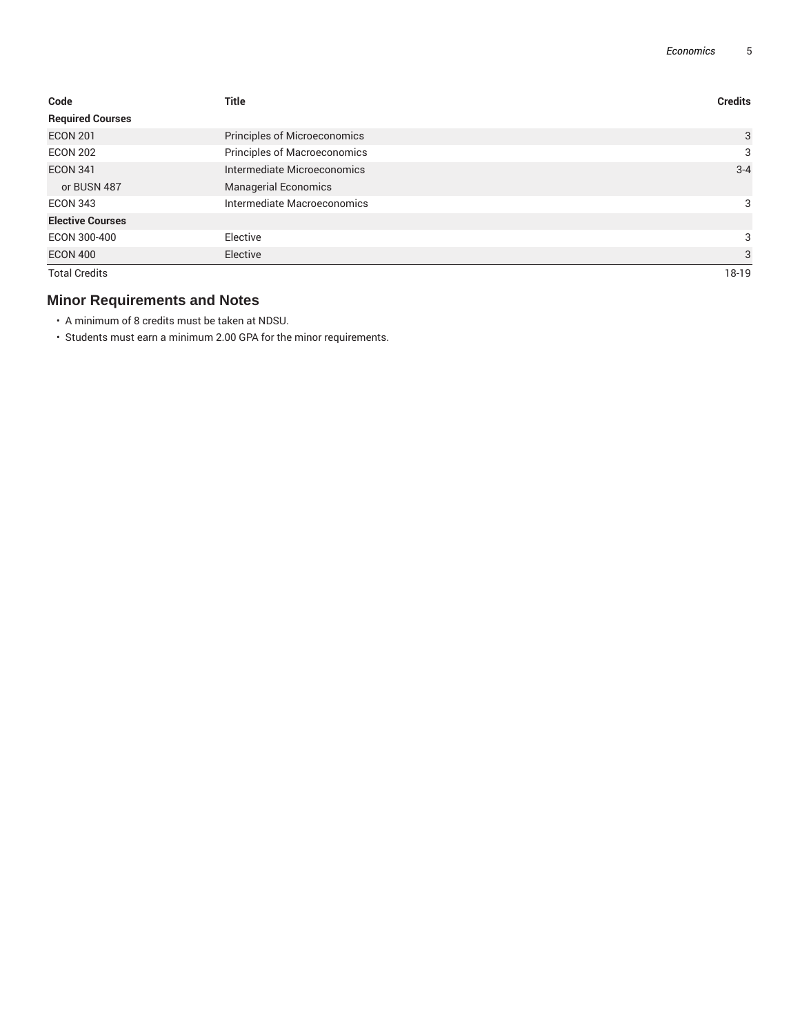| Code | Title | Credits |
|---|---|---|
| **Required Courses** | | |
| ECON 201 | Principles of Microeconomics | 3 |
| ECON 202 | Principles of Macroeconomics | 3 |
| ECON 341 | Intermediate Microeconomics | 3-4 |
| or BUSN 487 | Managerial Economics | |
| ECON 343 | Intermediate Macroeconomics | 3 |
| **Elective Courses** | | |
| ECON 300-400 | Elective | 3 |
| ECON 400 | Elective | 3 |
| Total Credits | | 18-19 |

## Minor Requirements and Notes

- A minimum of 8 credits must be taken at NDSU.
- Students must earn a minimum 2.00 GPA for the minor requirements.